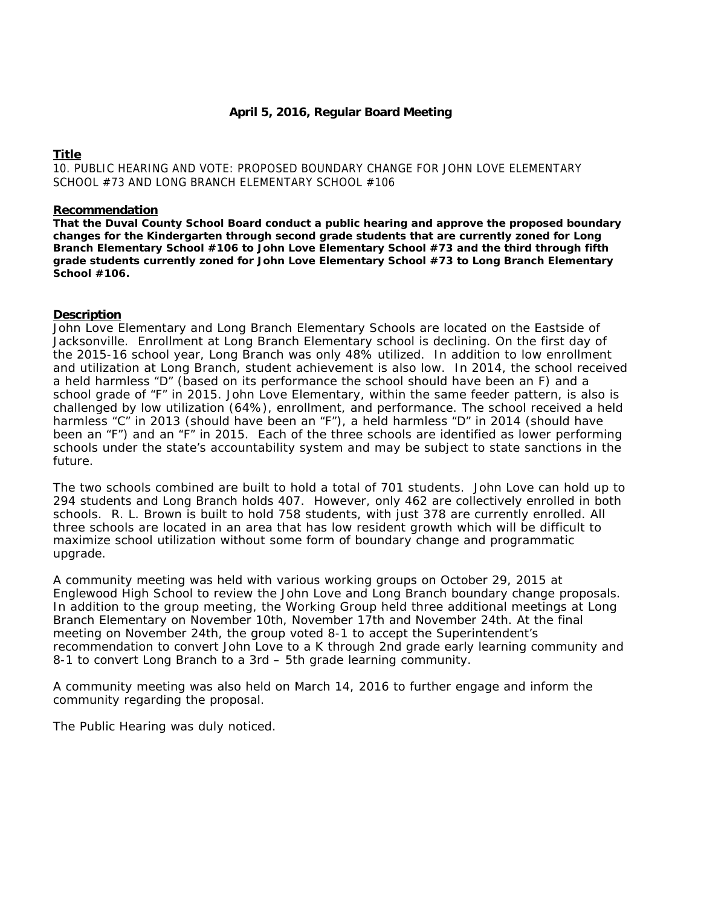**April 5, 2016, Regular Board Meeting**

## Title

10. PUBLIC HEARING AND VOTE: PROPOSED BOUNDARY CHANGE FOR JOHN LOVE ELEMENTARY SCHOOL #73 AND LONG BRANCH ELEMENTARY SCHOOL #106

## Recommendation

**That the Duval County School Board conduct a public hearing and approve the proposed boundary changes for the Kindergarten through second grade students that are currently zoned for Long Branch Elementary School #106 to John Love Elementary School #73 and the third through fifth grade students currently zoned for John Love Elementary School #73 to Long Branch Elementary School #106.**

## Description

John Love Elementary and Long Branch Elementary Schools are located on the Eastside of Jacksonville. Enrollment at Long Branch Elementary school is declining. On the first day of the 2015-16 school year, Long Branch was only 48% utilized. In addition to low enrollment and utilization at Long Branch, student achievement is also low. In 2014, the school received a held harmless "D" (based on its performance the school should have been an F) and a school grade of "F" in 2015. John Love Elementary, within the same feeder pattern, is also is challenged by low utilization (64%), enrollment, and performance. The school received a held harmless "C" in 2013 (should have been an "F"), a held harmless "D" in 2014 (should have been an "F") and an "F" in 2015. Each of the three schools are identified as lower performing schools under the state's accountability system and may be subject to state sanctions in the future.

The two schools combined are built to hold a total of 701 students. John Love can hold up to 294 students and Long Branch holds 407. However, only 462 are collectively enrolled in both schools. R. L. Brown is built to hold 758 students, with just 378 are currently enrolled. All three schools are located in an area that has low resident growth which will be difficult to maximize school utilization without some form of boundary change and programmatic upgrade.

A community meeting was held with various working groups on October 29, 2015 at Englewood High School to review the John Love and Long Branch boundary change proposals. In addition to the group meeting, the Working Group held three additional meetings at Long Branch Elementary on November 10th, November 17th and November 24th. At the final meeting on November 24th, the group voted 8-1 to accept the Superintendent's recommendation to convert John Love to a K through 2nd grade early learning community and 8-1 to convert Long Branch to a 3rd – 5th grade learning community.

A community meeting was also held on March 14, 2016 to further engage and inform the community regarding the proposal.

The Public Hearing was duly noticed.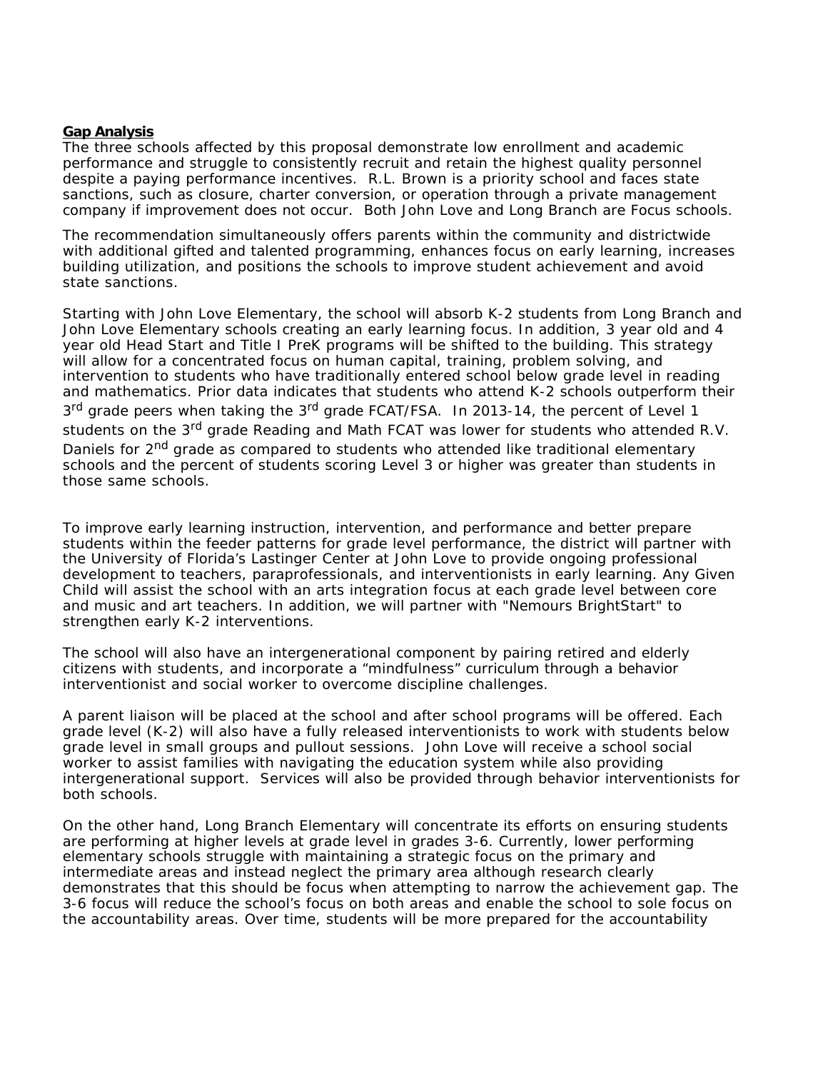**Gap Analysis**

The three schools affected by this proposal demonstrate low enrollment and academic performance and struggle to consistently recruit and retain the highest quality personnel despite a paying performance incentives. R.L. Brown is a priority school and faces state sanctions, such as closure, charter conversion, or operation through a private management company if improvement does not occur. Both John Love and Long Branch are Focus schools.

The recommendation simultaneously offers parents within the community and districtwide with additional gifted and talented programming, enhances focus on early learning, increases building utilization, and positions the schools to improve student achievement and avoid state sanctions.

Starting with John Love Elementary, the school will absorb K-2 students from Long Branch and John Love Elementary schools creating an early learning focus. In addition, 3 year old and 4 year old Head Start and Title I PreK programs will be shifted to the building. This strategy will allow for a concentrated focus on human capital, training, problem solving, and intervention to students who have traditionally entered school below grade level in reading and mathematics. Prior data indicates that students who attend K-2 schools outperform their 3rd grade peers when taking the 3rd grade FCAT/FSA. In 2013-14, the percent of Level 1 students on the 3rd grade Reading and Math FCAT was lower for students who attended R.V. Daniels for 2nd grade as compared to students who attended like traditional elementary schools and the percent of students scoring Level 3 or higher was greater than students in those same schools.

To improve early learning instruction, intervention, and performance and better prepare students within the feeder patterns for grade level performance, the district will partner with the University of Florida's Lastinger Center at John Love to provide ongoing professional development to teachers, paraprofessionals, and interventionists in early learning. Any Given Child will assist the school with an arts integration focus at each grade level between core and music and art teachers. In addition, we will partner with "Nemours BrightStart" to strengthen early K-2 interventions.

The school will also have an intergenerational component by pairing retired and elderly citizens with students, and incorporate a "mindfulness" curriculum through a behavior interventionist and social worker to overcome discipline challenges.

A parent liaison will be placed at the school and after school programs will be offered. Each grade level (K-2) will also have a fully released interventionists to work with students below grade level in small groups and pullout sessions. John Love will receive a school social worker to assist families with navigating the education system while also providing intergenerational support. Services will also be provided through behavior interventionists for both schools.

On the other hand, Long Branch Elementary will concentrate its efforts on ensuring students are performing at higher levels at grade level in grades 3-6. Currently, lower performing elementary schools struggle with maintaining a strategic focus on the primary and intermediate areas and instead neglect the primary area although research clearly demonstrates that this should be focus when attempting to narrow the achievement gap. The 3-6 focus will reduce the school's focus on both areas and enable the school to sole focus on the accountability areas. Over time, students will be more prepared for the accountability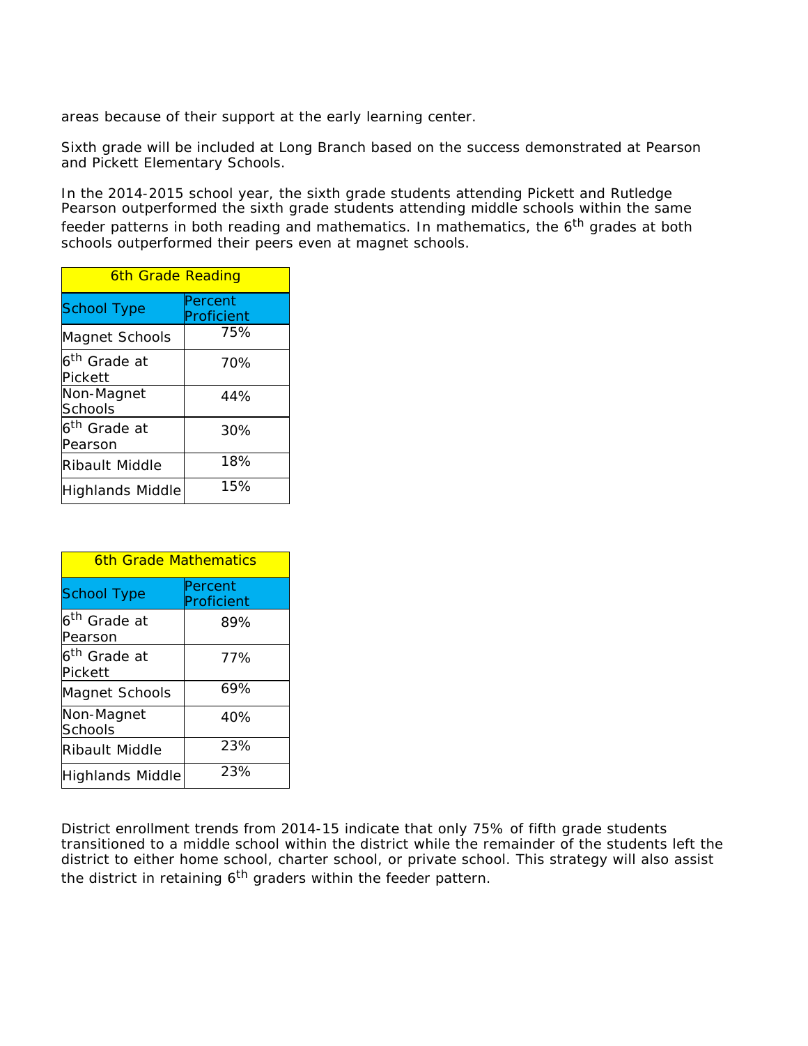areas because of their support at the early learning center.

Sixth grade will be included at Long Branch based on the success demonstrated at Pearson and Pickett Elementary Schools.

In the 2014-2015 school year, the sixth grade students attending Pickett and Rutledge Pearson outperformed the sixth grade students attending middle schools within the same feeder patterns in both reading and mathematics. In mathematics, the 6th grades at both schools outperformed their peers even at magnet schools.

| 6th Grade Reading | |
|---|---|
| **School Type** | **Percent Proficient** |
| Magnet Schools | 75% |
| 6th Grade at Pickett | 70% |
| Non-Magnet Schools | 44% |
| 6th Grade at Pearson | 30% |
| Ribault Middle | 18% |
| Highlands Middle | 15% |

| 6th Grade Mathematics | |
|---|---|
| **School Type** | **Percent Proficient** |
| 6th Grade at Pearson | 89% |
| 6th Grade at Pickett | 77% |
| Magnet Schools | 69% |
| Non-Magnet Schools | 40% |
| Ribault Middle | 23% |
| Highlands Middle | 23% |

District enrollment trends from 2014-15 indicate that only 75% of fifth grade students transitioned to a middle school within the district while the remainder of the students left the district to either home school, charter school, or private school. This strategy will also assist the district in retaining 6th graders within the feeder pattern.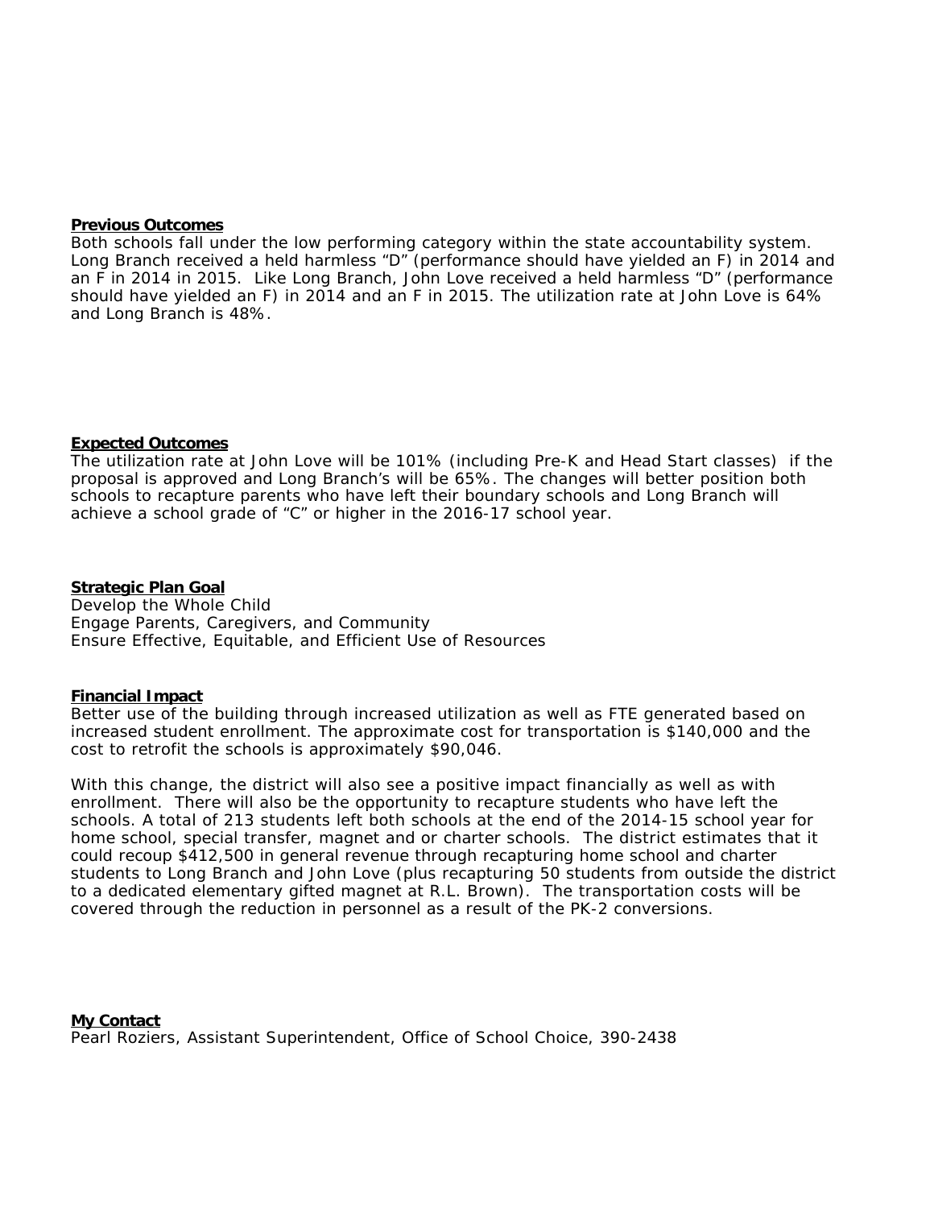**Previous Outcomes**

Both schools fall under the low performing category within the state accountability system. Long Branch received a held harmless "D" (performance should have yielded an F) in 2014 and an F in 2014 in 2015. Like Long Branch, John Love received a held harmless "D" (performance should have yielded an F) in 2014 and an F in 2015. The utilization rate at John Love is 64% and Long Branch is 48%.

**Expected Outcomes**

The utilization rate at John Love will be 101% (including Pre-K and Head Start classes) if the proposal is approved and Long Branch's will be 65%. The changes will better position both schools to recapture parents who have left their boundary schools and Long Branch will achieve a school grade of "C" or higher in the 2016-17 school year.

**Strategic Plan Goal**

Develop the Whole Child
Engage Parents, Caregivers, and Community
Ensure Effective, Equitable, and Efficient Use of Resources

**Financial Impact**

Better use of the building through increased utilization as well as FTE generated based on increased student enrollment. The approximate cost for transportation is $140,000 and the cost to retrofit the schools is approximately $90,046.

With this change, the district will also see a positive impact financially as well as with enrollment. There will also be the opportunity to recapture students who have left the schools. A total of 213 students left both schools at the end of the 2014-15 school year for home school, special transfer, magnet and or charter schools. The district estimates that it could recoup $412,500 in general revenue through recapturing home school and charter students to Long Branch and John Love (plus recapturing 50 students from outside the district to a dedicated elementary gifted magnet at R.L. Brown). The transportation costs will be covered through the reduction in personnel as a result of the PK-2 conversions.

**My Contact**

Pearl Roziers, Assistant Superintendent, Office of School Choice, 390-2438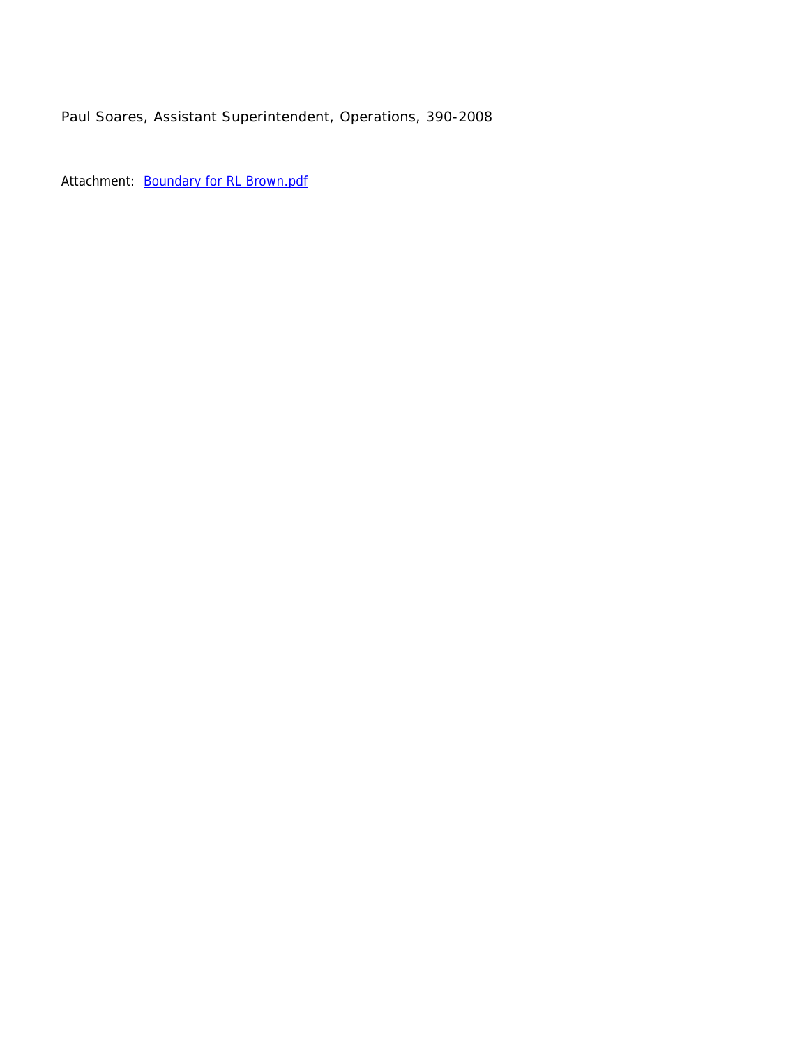Paul Soares, Assistant Superintendent, Operations, 390-2008

Attachment: Boundary for RL Brown.pdf